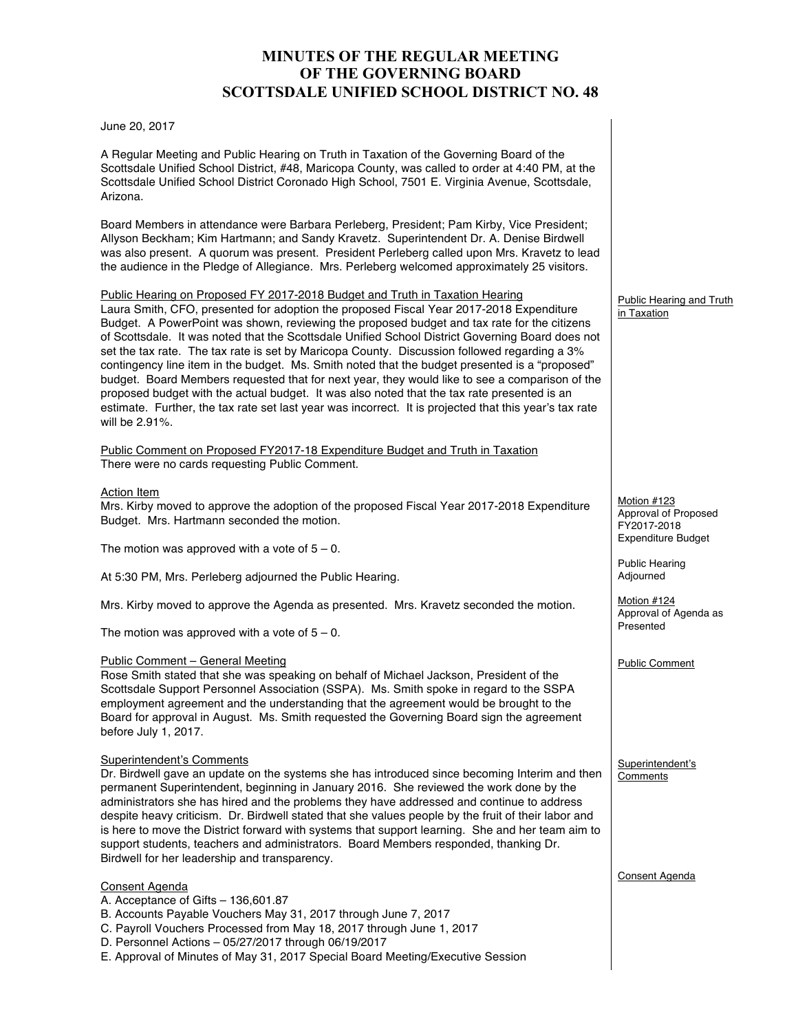# MINUTES OF THE REGULAR MEETING OF THE GOVERNING BOARD SCOTTSDALE UNIFIED SCHOOL DISTRICT NO. 48

June 20, 2017

A Regular Meeting and Public Hearing on Truth in Taxation of the Governing Board of the Scottsdale Unified School District, #48, Maricopa County, was called to order at 4:40 PM, at the Scottsdale Unified School District Coronado High School, 7501 E. Virginia Avenue, Scottsdale, Arizona.

Board Members in attendance were Barbara Perleberg, President; Pam Kirby, Vice President; Allyson Beckham; Kim Hartmann; and Sandy Kravetz. Superintendent Dr. A. Denise Birdwell was also present. A quorum was present. President Perleberg called upon Mrs. Kravetz to lead the audience in the Pledge of Allegiance. Mrs. Perleberg welcomed approximately 25 visitors.

Public Hearing and Truth in Taxation

Public Hearing on Proposed FY 2017-2018 Budget and Truth in Taxation Hearing
Laura Smith, CFO, presented for adoption the proposed Fiscal Year 2017-2018 Expenditure Budget. A PowerPoint was shown, reviewing the proposed budget and tax rate for the citizens of Scottsdale. It was noted that the Scottsdale Unified School District Governing Board does not set the tax rate. The tax rate is set by Maricopa County. Discussion followed regarding a 3% contingency line item in the budget. Ms. Smith noted that the budget presented is a "proposed" budget. Board Members requested that for next year, they would like to see a comparison of the proposed budget with the actual budget. It was also noted that the tax rate presented is an estimate. Further, the tax rate set last year was incorrect. It is projected that this year's tax rate will be 2.91%.

Public Comment on Proposed FY2017-18 Expenditure Budget and Truth in Taxation
There were no cards requesting Public Comment.

Action Item

Motion #123 Approval of Proposed FY2017-2018 Expenditure Budget

Mrs. Kirby moved to approve the adoption of the proposed Fiscal Year 2017-2018 Expenditure Budget. Mrs. Hartmann seconded the motion.

The motion was approved with a vote of 5 – 0.

Public Hearing Adjourned

At 5:30 PM, Mrs. Perleberg adjourned the Public Hearing.

Motion #124 Approval of Agenda as Presented

Mrs. Kirby moved to approve the Agenda as presented. Mrs. Kravetz seconded the motion.

The motion was approved with a vote of 5 – 0.

Public Comment

Public Comment – General Meeting
Rose Smith stated that she was speaking on behalf of Michael Jackson, President of the Scottsdale Support Personnel Association (SSPA). Ms. Smith spoke in regard to the SSPA employment agreement and the understanding that the agreement would be brought to the Board for approval in August. Ms. Smith requested the Governing Board sign the agreement before July 1, 2017.

Superintendent's Comments

Superintendent's Comments
Dr. Birdwell gave an update on the systems she has introduced since becoming Interim and then permanent Superintendent, beginning in January 2016. She reviewed the work done by the administrators she has hired and the problems they have addressed and continue to address despite heavy criticism. Dr. Birdwell stated that she values people by the fruit of their labor and is here to move the District forward with systems that support learning. She and her team aim to support students, teachers and administrators. Board Members responded, thanking Dr. Birdwell for her leadership and transparency.

Consent Agenda

Consent Agenda
A. Acceptance of Gifts – 136,601.87
B. Accounts Payable Vouchers May 31, 2017 through June 7, 2017
C. Payroll Vouchers Processed from May 18, 2017 through June 1, 2017
D. Personnel Actions – 05/27/2017 through 06/19/2017
E. Approval of Minutes of May 31, 2017 Special Board Meeting/Executive Session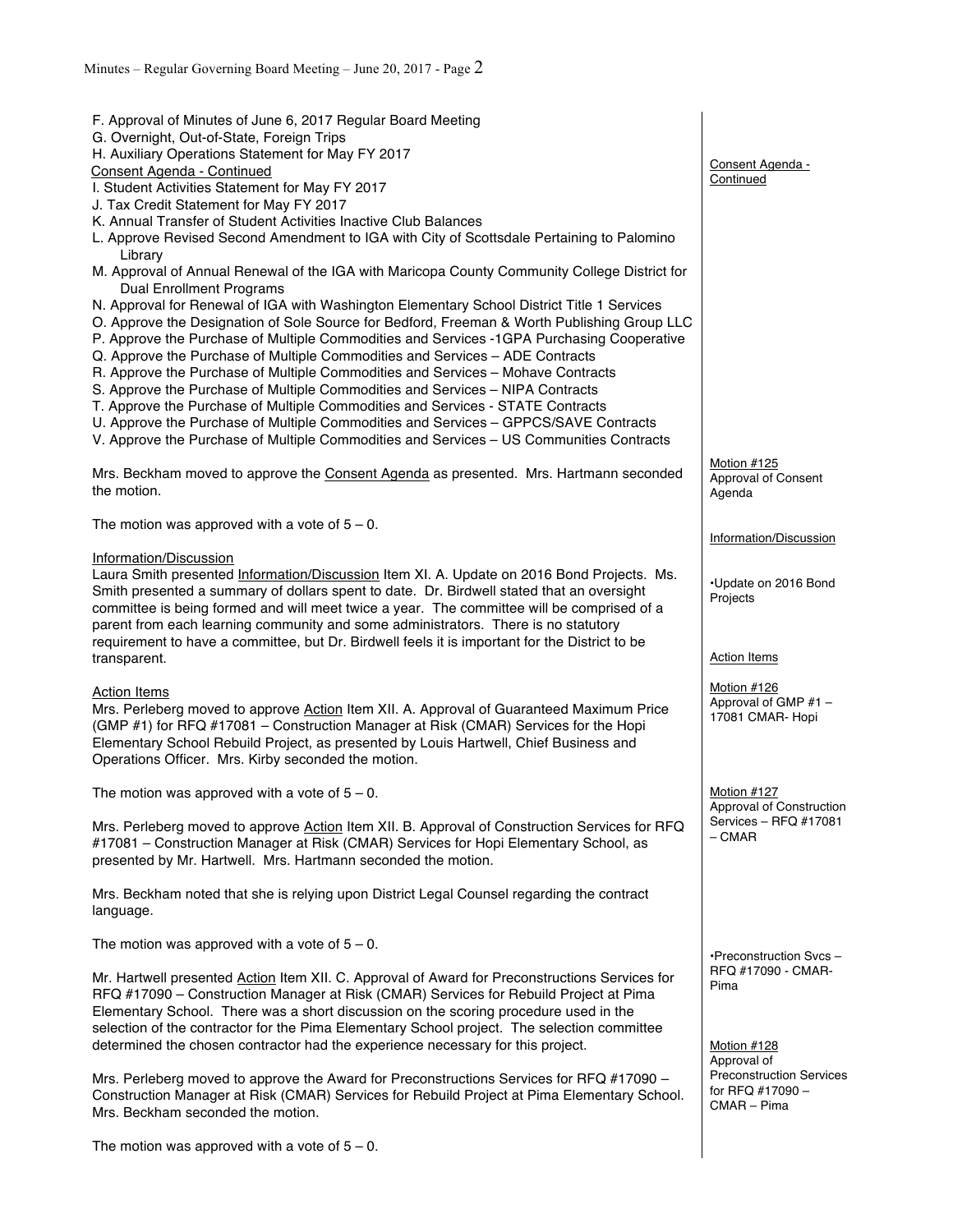F. Approval of Minutes of June 6, 2017 Regular Board Meeting
G. Overnight, Out-of-State, Foreign Trips
H. Auxiliary Operations Statement for May FY 2017

Consent Agenda - Continued

Consent Agenda - Continued

I. Student Activities Statement for May FY 2017
J. Tax Credit Statement for May FY 2017
K. Annual Transfer of Student Activities Inactive Club Balances
L. Approve Revised Second Amendment to IGA with City of Scottsdale Pertaining to Palomino Library
M. Approval of Annual Renewal of the IGA with Maricopa County Community College District for Dual Enrollment Programs
N. Approval for Renewal of IGA with Washington Elementary School District Title 1 Services
O. Approve the Designation of Sole Source for Bedford, Freeman & Worth Publishing Group LLC
P. Approve the Purchase of Multiple Commodities and Services -1GPA Purchasing Cooperative
Q. Approve the Purchase of Multiple Commodities and Services – ADE Contracts
R. Approve the Purchase of Multiple Commodities and Services – Mohave Contracts
S. Approve the Purchase of Multiple Commodities and Services – NIPA Contracts
T. Approve the Purchase of Multiple Commodities and Services - STATE Contracts
U. Approve the Purchase of Multiple Commodities and Services – GPPCS/SAVE Contracts
V. Approve the Purchase of Multiple Commodities and Services – US Communities Contracts

Motion #125
Approval of Consent Agenda

Mrs. Beckham moved to approve the Consent Agenda as presented. Mrs. Hartmann seconded the motion.

The motion was approved with a vote of 5 – 0.

Information/Discussion

Information/Discussion

•Update on 2016 Bond Projects

Laura Smith presented Information/Discussion Item XI. A. Update on 2016 Bond Projects. Ms. Smith presented a summary of dollars spent to date. Dr. Birdwell stated that an oversight committee is being formed and will meet twice a year. The committee will be comprised of a parent from each learning community and some administrators. There is no statutory requirement to have a committee, but Dr. Birdwell feels it is important for the District to be transparent.

Action Items

Action Items

Motion #126
Approval of GMP #1 – 17081 CMAR- Hopi

Mrs. Perleberg moved to approve Action Item XII. A. Approval of Guaranteed Maximum Price (GMP #1) for RFQ #17081 – Construction Manager at Risk (CMAR) Services for the Hopi Elementary School Rebuild Project, as presented by Louis Hartwell, Chief Business and Operations Officer. Mrs. Kirby seconded the motion.

The motion was approved with a vote of 5 – 0.

Motion #127
Approval of Construction Services – RFQ #17081 – CMAR

Mrs. Perleberg moved to approve Action Item XII. B. Approval of Construction Services for RFQ #17081 – Construction Manager at Risk (CMAR) Services for Hopi Elementary School, as presented by Mr. Hartwell. Mrs. Hartmann seconded the motion.

Mrs. Beckham noted that she is relying upon District Legal Counsel regarding the contract language.

The motion was approved with a vote of 5 – 0.

•Preconstruction Svcs – RFQ #17090 - CMAR-Pima

Mr. Hartwell presented Action Item XII. C. Approval of Award for Preconstructions Services for RFQ #17090 – Construction Manager at Risk (CMAR) Services for Rebuild Project at Pima Elementary School. There was a short discussion on the scoring procedure used in the selection of the contractor for the Pima Elementary School project. The selection committee determined the chosen contractor had the experience necessary for this project.

Motion #128
Approval of Preconstruction Services for RFQ #17090 – CMAR – Pima

Mrs. Perleberg moved to approve the Award for Preconstructions Services for RFQ #17090 – Construction Manager at Risk (CMAR) Services for Rebuild Project at Pima Elementary School. Mrs. Beckham seconded the motion.

The motion was approved with a vote of 5 – 0.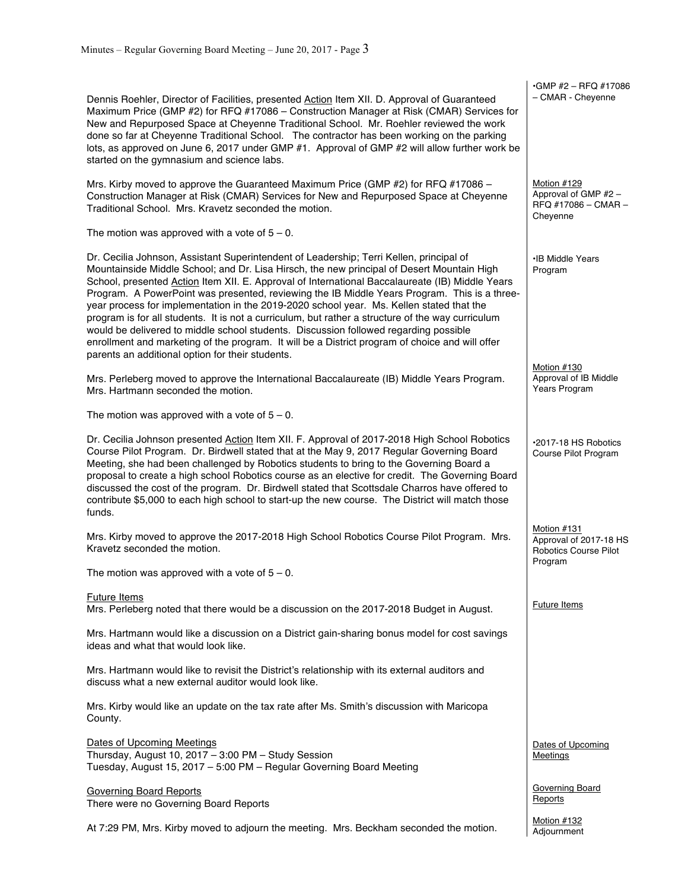Dennis Roehler, Director of Facilities, presented <u>Action</u> Item XII. D. Approval of Guaranteed Maximum Price (GMP #2) for RFQ #17086 – Construction Manager at Risk (CMAR) Services for New and Repurposed Space at Cheyenne Traditional School. Mr. Roehler reviewed the work done so far at Cheyenne Traditional School. The contractor has been working on the parking lots, as approved on June 6, 2017 under GMP #1. Approval of GMP #2 will allow further work be started on the gymnasium and science labs.

•GMP #2 – RFQ #17086 – CMAR - Cheyenne

Mrs. Kirby moved to approve the Guaranteed Maximum Price (GMP #2) for RFQ #17086 – Construction Manager at Risk (CMAR) Services for New and Repurposed Space at Cheyenne Traditional School. Mrs. Kravetz seconded the motion.

<u>Motion #129</u>
Approval of GMP #2 – RFQ #17086 – CMAR – Cheyenne

The motion was approved with a vote of 5 – 0.

Dr. Cecilia Johnson, Assistant Superintendent of Leadership; Terri Kellen, principal of Mountainside Middle School; and Dr. Lisa Hirsch, the new principal of Desert Mountain High School, presented <u>Action</u> Item XII. E. Approval of International Baccalaureate (IB) Middle Years Program. A PowerPoint was presented, reviewing the IB Middle Years Program. This is a three-year process for implementation in the 2019-2020 school year. Ms. Kellen stated that the program is for all students. It is not a curriculum, but rather a structure of the way curriculum would be delivered to middle school students. Discussion followed regarding possible enrollment and marketing of the program. It will be a District program of choice and will offer parents an additional option for their students.

•IB Middle Years Program

Mrs. Perleberg moved to approve the International Baccalaureate (IB) Middle Years Program. Mrs. Hartmann seconded the motion.

<u>Motion #130</u>
Approval of IB Middle Years Program

The motion was approved with a vote of 5 – 0.

Dr. Cecilia Johnson presented <u>Action</u> Item XII. F. Approval of 2017-2018 High School Robotics Course Pilot Program. Dr. Birdwell stated that at the May 9, 2017 Regular Governing Board Meeting, she had been challenged by Robotics students to bring to the Governing Board a proposal to create a high school Robotics course as an elective for credit. The Governing Board discussed the cost of the program. Dr. Birdwell stated that Scottsdale Charros have offered to contribute $5,000 to each high school to start-up the new course. The District will match those funds.

•2017-18 HS Robotics Course Pilot Program

Mrs. Kirby moved to approve the 2017-2018 High School Robotics Course Pilot Program. Mrs. Kravetz seconded the motion.

<u>Motion #131</u>
Approval of 2017-18 HS Robotics Course Pilot Program

The motion was approved with a vote of 5 – 0.

<u>Future Items</u>
Mrs. Perleberg noted that there would be a discussion on the 2017-2018 Budget in August.

<u>Future Items</u>

Mrs. Hartmann would like a discussion on a District gain-sharing bonus model for cost savings ideas and what that would look like.

Mrs. Hartmann would like to revisit the District's relationship with its external auditors and discuss what a new external auditor would look like.

Mrs. Kirby would like an update on the tax rate after Ms. Smith's discussion with Maricopa County.

<u>Dates of Upcoming Meetings</u>
Thursday, August 10, 2017 – 3:00 PM – Study Session
Tuesday, August 15, 2017 – 5:00 PM – Regular Governing Board Meeting

<u>Dates of Upcoming Meetings</u>

<u>Governing Board Reports</u>
There were no Governing Board Reports

<u>Governing Board Reports</u>

At 7:29 PM, Mrs. Kirby moved to adjourn the meeting. Mrs. Beckham seconded the motion.

<u>Motion #132</u>
Adjournment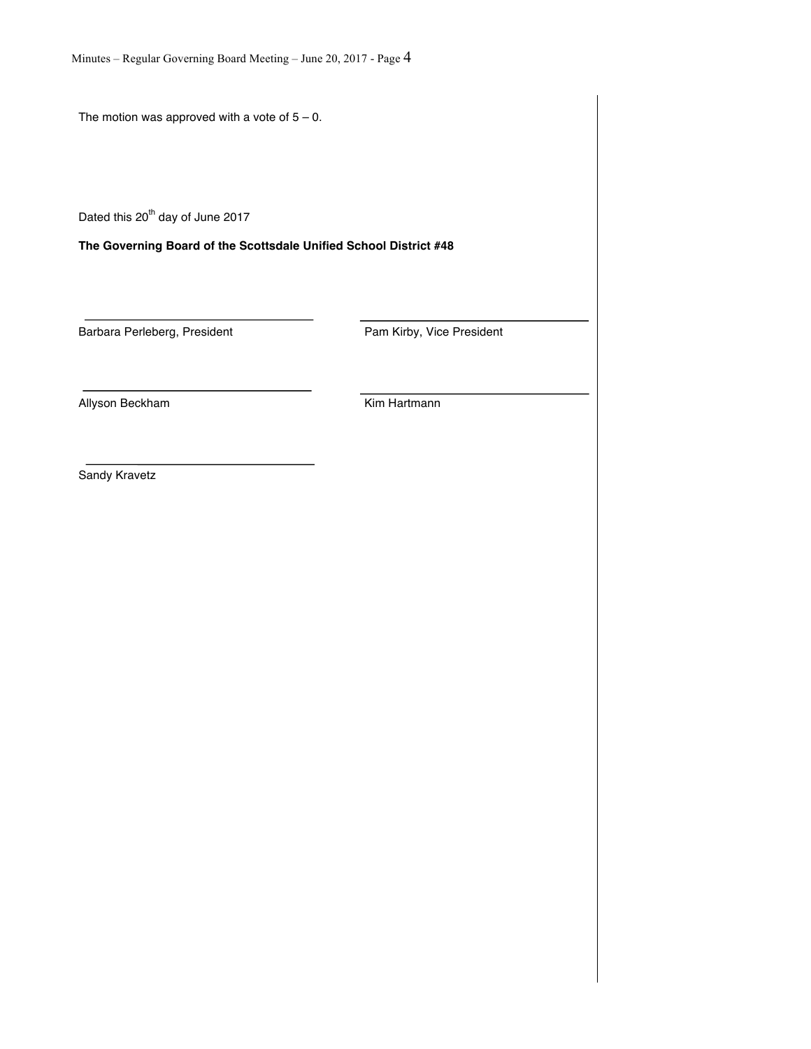The motion was approved with a vote of 5 – 0.

Dated this 20th day of June 2017

**The Governing Board of the Scottsdale Unified School District #48**

______________________________
Barbara Perleberg, President

______________________________
Pam Kirby, Vice President

______________________________
Allyson Beckham

______________________________
Kim Hartmann

______________________________
Sandy Kravetz